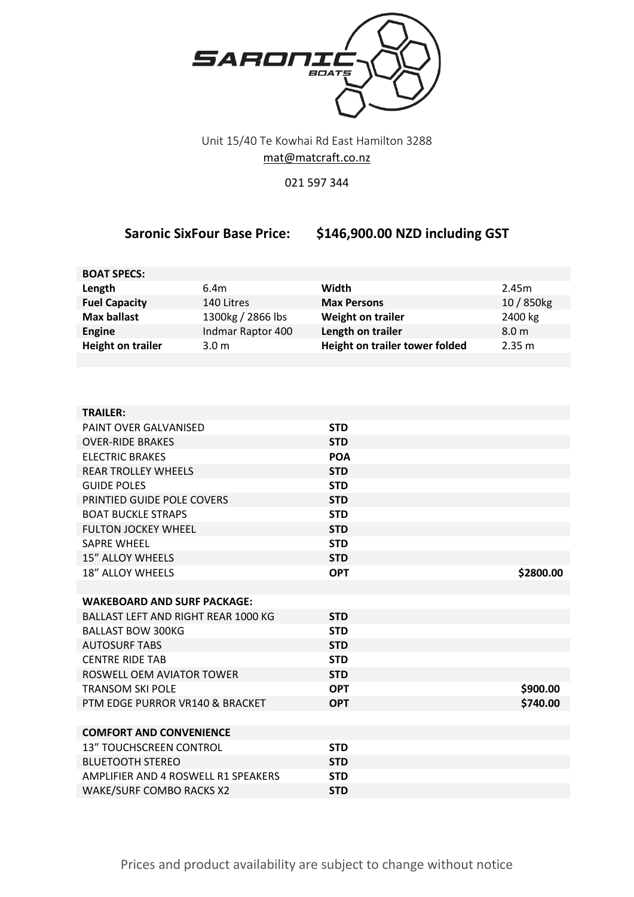SARONIC BOATS

Unit 15/40 Te Kowhai Rd East Hamilton 3288
mat@matcraft.co.nz

021 597 344

## Saronic SixFour Base Price: $146,900.00 NZD including GST

| BOAT SPECS: | | | |
|---|---|---|---|
| **Length** | 6.4m | **Width** | 2.45m |
| **Fuel Capacity** | 140 Litres | **Max Persons** | 10 / 850kg |
| **Max ballast** | 1300kg / 2866 lbs | **Weight on trailer** | 2400 kg |
| **Engine** | Indmar Raptor 400 | **Length on trailer** | 8.0 m |
| **Height on trailer** | 3.0 m | **Height on trailer tower folded** | 2.35 m |

| TRAILER: | | |
|---|---|---|
| PAINT OVER GALVANISED | **STD** | |
| OVER-RIDE BRAKES | **STD** | |
| ELECTRIC BRAKES | **POA** | |
| REAR TROLLEY WHEELS | **STD** | |
| GUIDE POLES | **STD** | |
| PRINTIED GUIDE POLE COVERS | **STD** | |
| BOAT BUCKLE STRAPS | **STD** | |
| FULTON JOCKEY WHEEL | **STD** | |
| SAPRE WHEEL | **STD** | |
| 15" ALLOY WHEELS | **STD** | |
| 18" ALLOY WHEELS | **OPT** | **$2800.00** |

| WAKEBOARD AND SURF PACKAGE: | | |
|---|---|---|
| BALLAST LEFT AND RIGHT REAR 1000 KG | **STD** | |
| BALLAST BOW 300KG | **STD** | |
| AUTOSURF TABS | **STD** | |
| CENTRE RIDE TAB | **STD** | |
| ROSWELL OEM AVIATOR TOWER | **STD** | |
| TRANSOM SKI POLE | **OPT** | **$900.00** |
| PTM EDGE PURROR VR140 & BRACKET | **OPT** | **$740.00** |

| COMFORT AND CONVENIENCE | |
|---|---|
| 13" TOUCHSCREEN CONTROL | **STD** |
| BLUETOOTH STEREO | **STD** |
| AMPLIFIER AND 4 ROSWELL R1 SPEAKERS | **STD** |
| WAKE/SURF COMBO RACKS X2 | **STD** |

Prices and product availability are subject to change without notice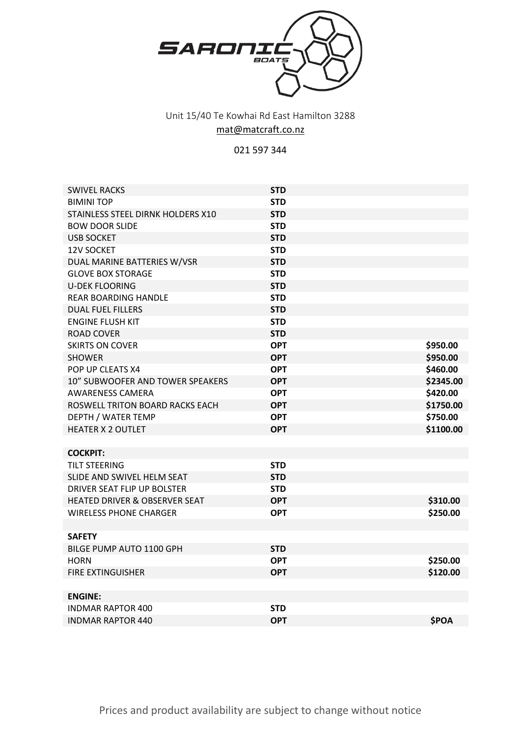SARONIC BOATS

Unit 15/40 Te Kowhai Rd East Hamilton 3288
mat@matcraft.co.nz

021 597 344

| | | |
|---|---|---|
| SWIVEL RACKS | **STD** | |
| BIMINI TOP | **STD** | |
| STAINLESS STEEL DIRNK HOLDERS X10 | **STD** | |
| BOW DOOR SLIDE | **STD** | |
| USB SOCKET | **STD** | |
| 12V SOCKET | **STD** | |
| DUAL MARINE BATTERIES W/VSR | **STD** | |
| GLOVE BOX STORAGE | **STD** | |
| U-DEK FLOORING | **STD** | |
| REAR BOARDING HANDLE | **STD** | |
| DUAL FUEL FILLERS | **STD** | |
| ENGINE FLUSH KIT | **STD** | |
| ROAD COVER | **STD** | |
| SKIRTS ON COVER | **OPT** | **$950.00** |
| SHOWER | **OPT** | **$950.00** |
| POP UP CLEATS X4 | **OPT** | **$460.00** |
| 10" SUBWOOFER AND TOWER SPEAKERS | **OPT** | **$2345.00** |
| AWARENESS CAMERA | **OPT** | **$420.00** |
| ROSWELL TRITON BOARD RACKS EACH | **OPT** | **$1750.00** |
| DEPTH / WATER TEMP | **OPT** | **$750.00** |
| HEATER X 2 OUTLET | **OPT** | **$1100.00** |
| | | |
| **COCKPIT:** | | |
| TILT STEERING | **STD** | |
| SLIDE AND SWIVEL HELM SEAT | **STD** | |
| DRIVER SEAT FLIP UP BOLSTER | **STD** | |
| HEATED DRIVER & OBSERVER SEAT | **OPT** | **$310.00** |
| WIRELESS PHONE CHARGER | **OPT** | **$250.00** |
| | | |
| **SAFETY** | | |
| BILGE PUMP AUTO 1100 GPH | **STD** | |
| HORN | **OPT** | **$250.00** |
| FIRE EXTINGUISHER | **OPT** | **$120.00** |
| | | |
| **ENGINE:** | | |
| INDMAR RAPTOR 400 | **STD** | |
| INDMAR RAPTOR 440 | **OPT** | **$POA** |

Prices and product availability are subject to change without notice